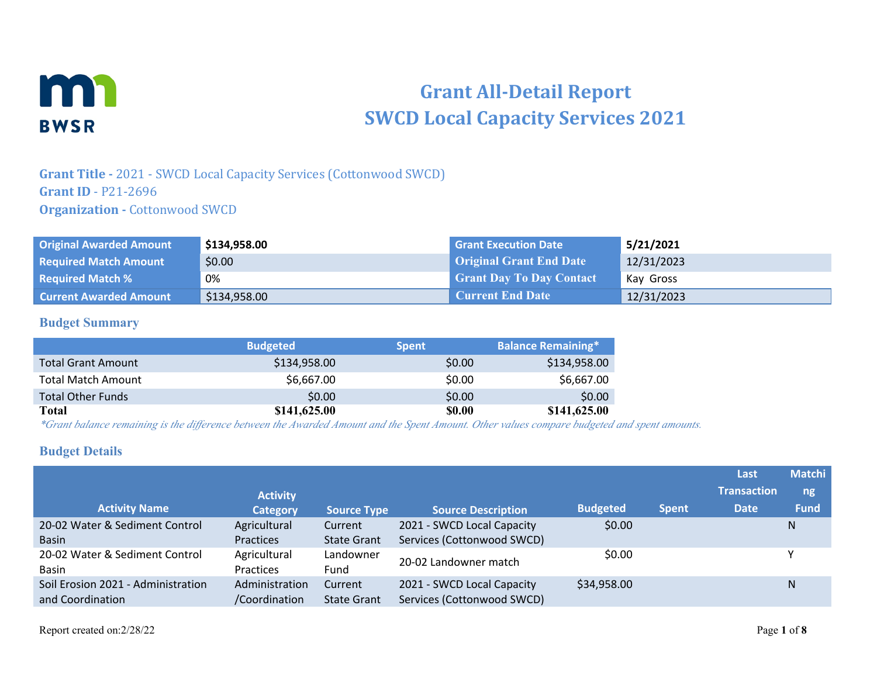# Grant All-Detail Report
# SWCD Local Capacity Services 2021

**Grant Title -** 2021 - SWCD Local Capacity Services (Cottonwood SWCD)
**Grant ID** - P21-2696
**Organization -** Cottonwood SWCD

| | | | |
|---|---|---|---|
| Original Awarded Amount | **$134,958.00** | Grant Execution Date | **5/21/2021** |
| Required Match Amount | $0.00 | Original Grant End Date | 12/31/2023 |
| Required Match % | 0% | Grant Day To Day Contact | Kay Gross |
| Current Awarded Amount | $134,958.00 | Current End Date | 12/31/2023 |

## Budget Summary

| | Budgeted | Spent | Balance Remaining* |
|---|---|---|---|
| Total Grant Amount | $134,958.00 | $0.00 | $134,958.00 |
| Total Match Amount | $6,667.00 | $0.00 | $6,667.00 |
| Total Other Funds | $0.00 | $0.00 | $0.00 |
| **Total** | **$141,625.00** | **$0.00** | **$141,625.00** |

*\*Grant balance remaining is the difference between the Awarded Amount and the Spent Amount. Other values compare budgeted and spent amounts.*

## Budget Details

| Activity Name | Activity Category | Source Type | Source Description | Budgeted | Spent | Last Transaction Date | Matching Fund |
|---|---|---|---|---|---|---|---|
| 20-02 Water & Sediment Control Basin | Agricultural Practices | Current State Grant | 2021 - SWCD Local Capacity Services (Cottonwood SWCD) | $0.00 | | | N |
| 20-02 Water & Sediment Control Basin | Agricultural Practices | Landowner Fund | 20-02 Landowner match | $0.00 | | | Y |
| Soil Erosion 2021 - Administration and Coordination | Administration /Coordination | Current State Grant | 2021 - SWCD Local Capacity Services (Cottonwood SWCD) | $34,958.00 | | | N |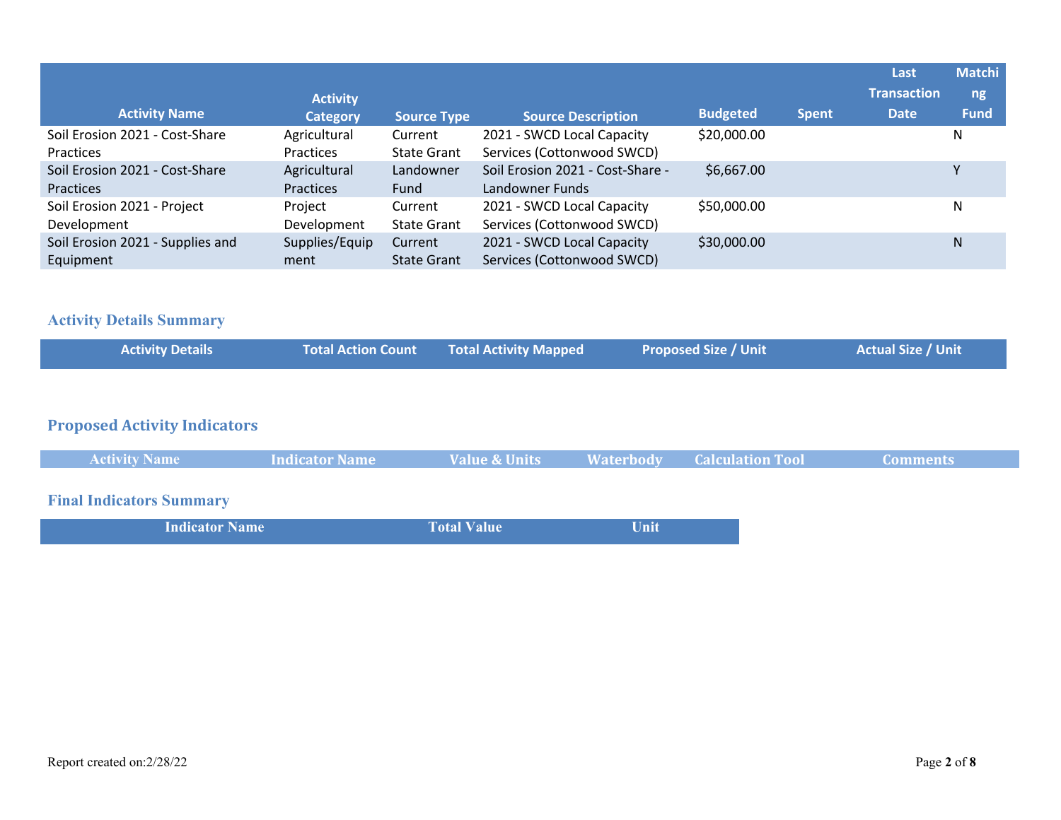| Activity Name | Activity Category | Source Type | Source Description | Budgeted | Spent | Last Transaction Date | Matching Fund |
|---|---|---|---|---|---|---|---|
| Soil Erosion 2021 - Cost-Share Practices | Agricultural Practices | Current State Grant | 2021 - SWCD Local Capacity Services (Cottonwood SWCD) | $20,000.00 | | | N |
| Soil Erosion 2021 - Cost-Share Practices | Agricultural Practices | Landowner Fund | Soil Erosion 2021 - Cost-Share - Landowner Funds | $6,667.00 | | | Y |
| Soil Erosion 2021 - Project Development | Project Development | Current State Grant | 2021 - SWCD Local Capacity Services (Cottonwood SWCD) | $50,000.00 | | | N |
| Soil Erosion 2021 - Supplies and Equipment | Supplies/Equipment | Current State Grant | 2021 - SWCD Local Capacity Services (Cottonwood SWCD) | $30,000.00 | | | N |

## Activity Details Summary

| Activity Details | Total Action Count | Total Activity Mapped | Proposed Size / Unit | Actual Size / Unit |
|---|---|---|---|---|

## Proposed Activity Indicators

| Activity Name | Indicator Name | Value & Units | Waterbody | Calculation Tool | Comments |
|---|---|---|---|---|---|

## Final Indicators Summary

| Indicator Name | Total Value | Unit |
|---|---|---|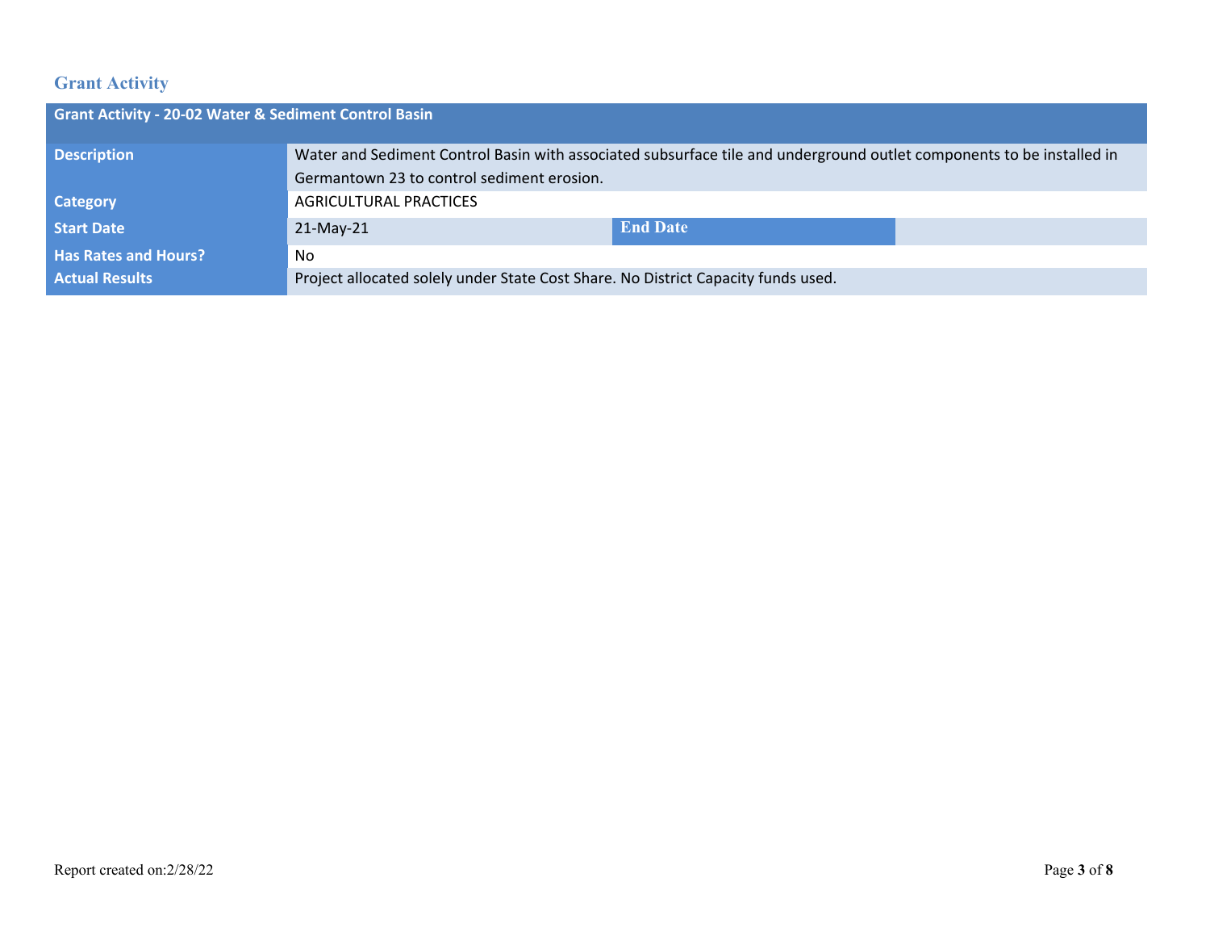## Grant Activity

| Grant Activity - 20-02 Water & Sediment Control Basin | | | |
|---|---|---|---|
| **Description** | Water and Sediment Control Basin with associated subsurface tile and underground outlet components to be installed in Germantown 23 to control sediment erosion. | | |
| **Category** | AGRICULTURAL PRACTICES | | |
| **Start Date** | 21-May-21 | **End Date** | |
| **Has Rates and Hours?** | No | | |
| **Actual Results** | Project allocated solely under State Cost Share. No District Capacity funds used. | | |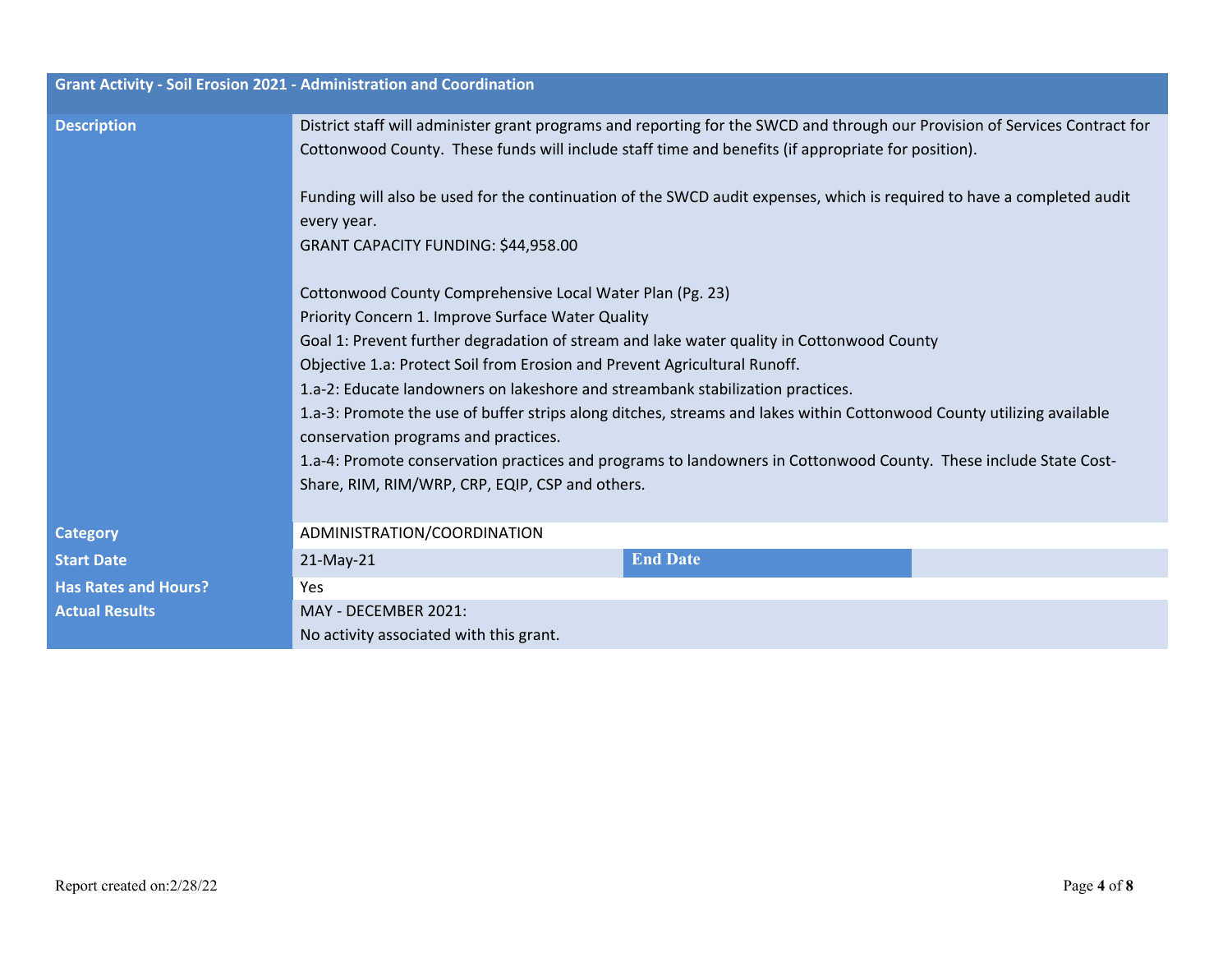| Grant Activity - Soil Erosion 2021 - Administration and Coordination | | | |
|---|---|---|---|
| **Description** | District staff will administer grant programs and reporting for the SWCD and through our Provision of Services Contract for Cottonwood County. These funds will include staff time and benefits (if appropriate for position).<br><br>Funding will also be used for the continuation of the SWCD audit expenses, which is required to have a completed audit every year.<br>GRANT CAPACITY FUNDING: $44,958.00<br><br>Cottonwood County Comprehensive Local Water Plan (Pg. 23)<br>Priority Concern 1. Improve Surface Water Quality<br>Goal 1: Prevent further degradation of stream and lake water quality in Cottonwood County<br>Objective 1.a: Protect Soil from Erosion and Prevent Agricultural Runoff.<br>1.a-2: Educate landowners on lakeshore and streambank stabilization practices.<br>1.a-3: Promote the use of buffer strips along ditches, streams and lakes within Cottonwood County utilizing available conservation programs and practices.<br>1.a-4: Promote conservation practices and programs to landowners in Cottonwood County. These include State Cost-Share, RIM, RIM/WRP, CRP, EQIP, CSP and others. | | |
| **Category** | ADMINISTRATION/COORDINATION | | |
| **Start Date** | 21-May-21 | **End Date** | |
| **Has Rates and Hours?** | Yes | | |
| **Actual Results** | MAY - DECEMBER 2021:<br>No activity associated with this grant. | | |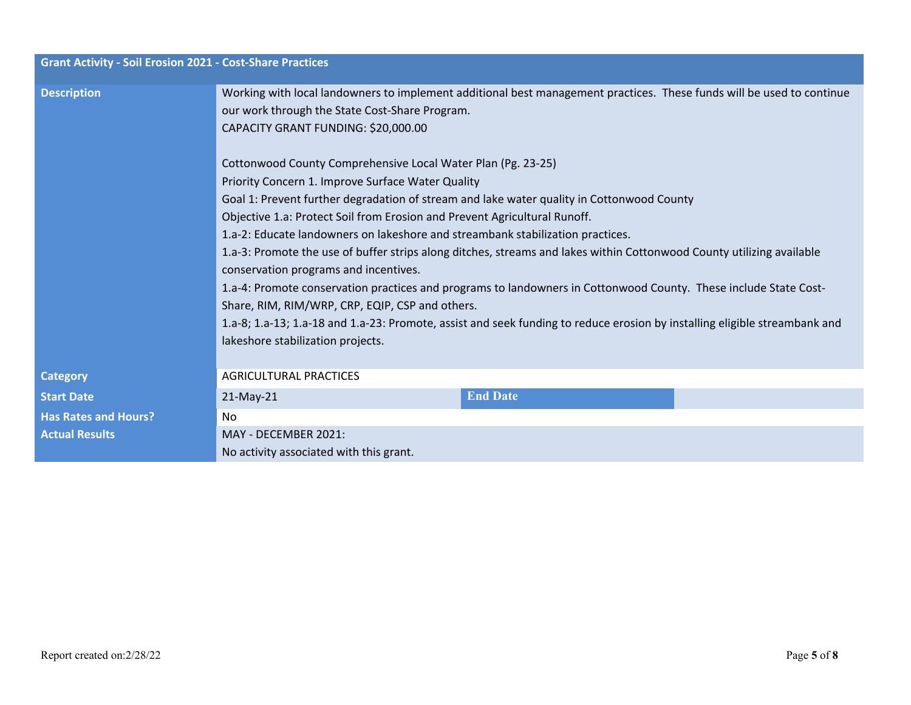## Grant Activity - Soil Erosion 2021 - Cost-Share Practices

| | | | |
|---|---|---|---|
| **Description** | Working with local landowners to implement additional best management practices. These funds will be used to continue our work through the State Cost-Share Program.<br>CAPACITY GRANT FUNDING: $20,000.00<br><br>Cottonwood County Comprehensive Local Water Plan (Pg. 23-25)<br>Priority Concern 1. Improve Surface Water Quality<br>Goal 1: Prevent further degradation of stream and lake water quality in Cottonwood County<br>Objective 1.a: Protect Soil from Erosion and Prevent Agricultural Runoff.<br>1.a-2: Educate landowners on lakeshore and streambank stabilization practices.<br>1.a-3: Promote the use of buffer strips along ditches, streams and lakes within Cottonwood County utilizing available conservation programs and incentives.<br>1.a-4: Promote conservation practices and programs to landowners in Cottonwood County. These include State Cost-Share, RIM, RIM/WRP, CRP, EQIP, CSP and others.<br>1.a-8; 1.a-13; 1.a-18 and 1.a-23: Promote, assist and seek funding to reduce erosion by installing eligible streambank and lakeshore stabilization projects. | | |
| **Category** | AGRICULTURAL PRACTICES | | |
| **Start Date** | 21-May-21 | **End Date** | |
| **Has Rates and Hours?** | No | | |
| **Actual Results** | MAY - DECEMBER 2021:<br>No activity associated with this grant. | | |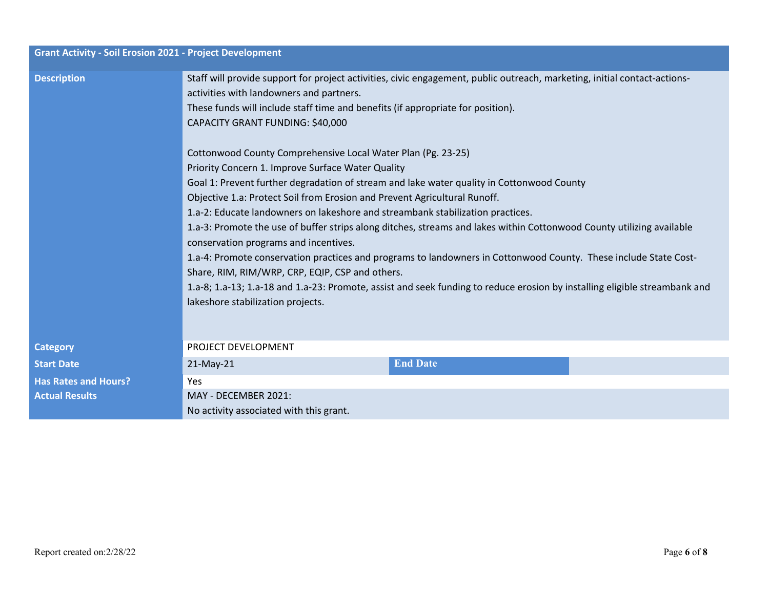| Grant Activity - Soil Erosion 2021 - Project Development | | | |
|---|---|---|---|
| **Description** | Staff will provide support for project activities, civic engagement, public outreach, marketing, initial contact-actions-activities with landowners and partners.<br>These funds will include staff time and benefits (if appropriate for position).<br>CAPACITY GRANT FUNDING: $40,000<br><br>Cottonwood County Comprehensive Local Water Plan (Pg. 23-25)<br>Priority Concern 1. Improve Surface Water Quality<br>Goal 1: Prevent further degradation of stream and lake water quality in Cottonwood County<br>Objective 1.a: Protect Soil from Erosion and Prevent Agricultural Runoff.<br>1.a-2: Educate landowners on lakeshore and streambank stabilization practices.<br>1.a-3: Promote the use of buffer strips along ditches, streams and lakes within Cottonwood County utilizing available conservation programs and incentives.<br>1.a-4: Promote conservation practices and programs to landowners in Cottonwood County. These include State Cost-Share, RIM, RIM/WRP, CRP, EQIP, CSP and others.<br>1.a-8; 1.a-13; 1.a-18 and 1.a-23: Promote, assist and seek funding to reduce erosion by installing eligible streambank and lakeshore stabilization projects. | | |
| **Category** | PROJECT DEVELOPMENT | | |
| **Start Date** | 21-May-21 | **End Date** | |
| **Has Rates and Hours?** | Yes | | |
| **Actual Results** | MAY - DECEMBER 2021:<br>No activity associated with this grant. | | |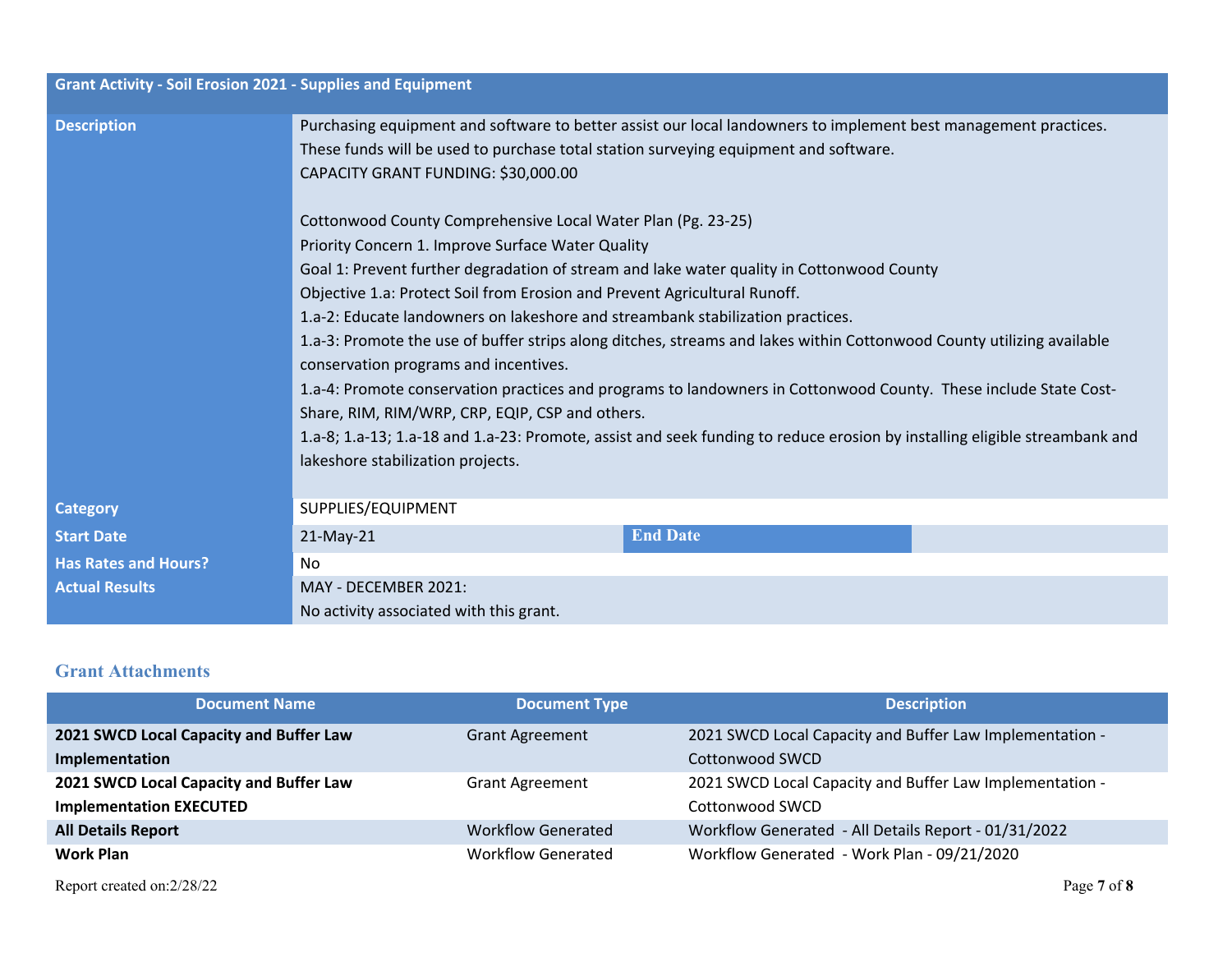| Grant Activity - Soil Erosion 2021 - Supplies and Equipment | | | |
|---|---|---|---|
| **Description** | Purchasing equipment and software to better assist our local landowners to implement best management practices.<br>These funds will be used to purchase total station surveying equipment and software.<br>CAPACITY GRANT FUNDING: $30,000.00<br><br>Cottonwood County Comprehensive Local Water Plan (Pg. 23-25)<br>Priority Concern 1. Improve Surface Water Quality<br>Goal 1: Prevent further degradation of stream and lake water quality in Cottonwood County<br>Objective 1.a: Protect Soil from Erosion and Prevent Agricultural Runoff.<br>1.a-2: Educate landowners on lakeshore and streambank stabilization practices.<br>1.a-3: Promote the use of buffer strips along ditches, streams and lakes within Cottonwood County utilizing available conservation programs and incentives.<br>1.a-4: Promote conservation practices and programs to landowners in Cottonwood County. These include State Cost-Share, RIM, RIM/WRP, CRP, EQIP, CSP and others.<br>1.a-8; 1.a-13; 1.a-18 and 1.a-23: Promote, assist and seek funding to reduce erosion by installing eligible streambank and lakeshore stabilization projects. | | |
| **Category** | SUPPLIES/EQUIPMENT | | |
| **Start Date** | 21-May-21 | **End Date** | |
| **Has Rates and Hours?** | No | | |
| **Actual Results** | MAY - DECEMBER 2021:<br>No activity associated with this grant. | | |

## Grant Attachments

| Document Name | Document Type | Description |
|---|---|---|
| **2021 SWCD Local Capacity and Buffer Law Implementation** | Grant Agreement | 2021 SWCD Local Capacity and Buffer Law Implementation - Cottonwood SWCD |
| **2021 SWCD Local Capacity and Buffer Law Implementation EXECUTED** | Grant Agreement | 2021 SWCD Local Capacity and Buffer Law Implementation - Cottonwood SWCD |
| **All Details Report** | Workflow Generated | Workflow Generated - All Details Report - 01/31/2022 |
| **Work Plan** | Workflow Generated | Workflow Generated - Work Plan - 09/21/2020 |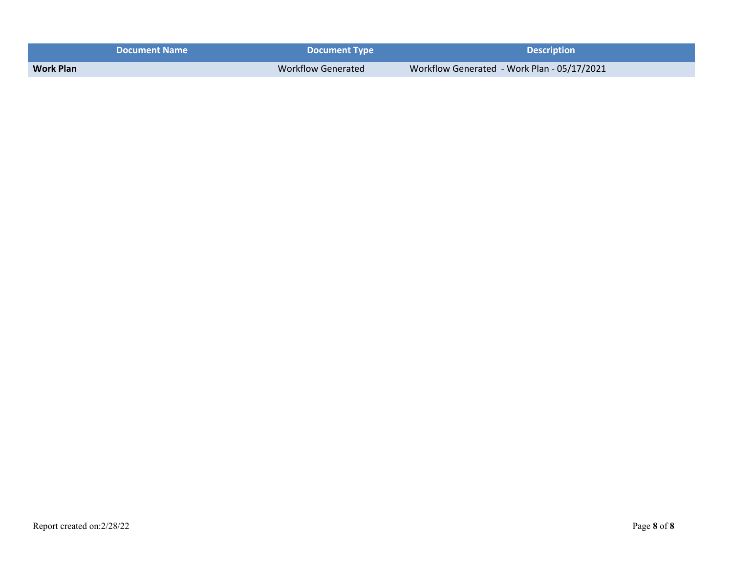| Document Name | Document Type | Description |
| --- | --- | --- |
| **Work Plan** | Workflow Generated | Workflow Generated - Work Plan - 05/17/2021 |

Report created on:2/28/22